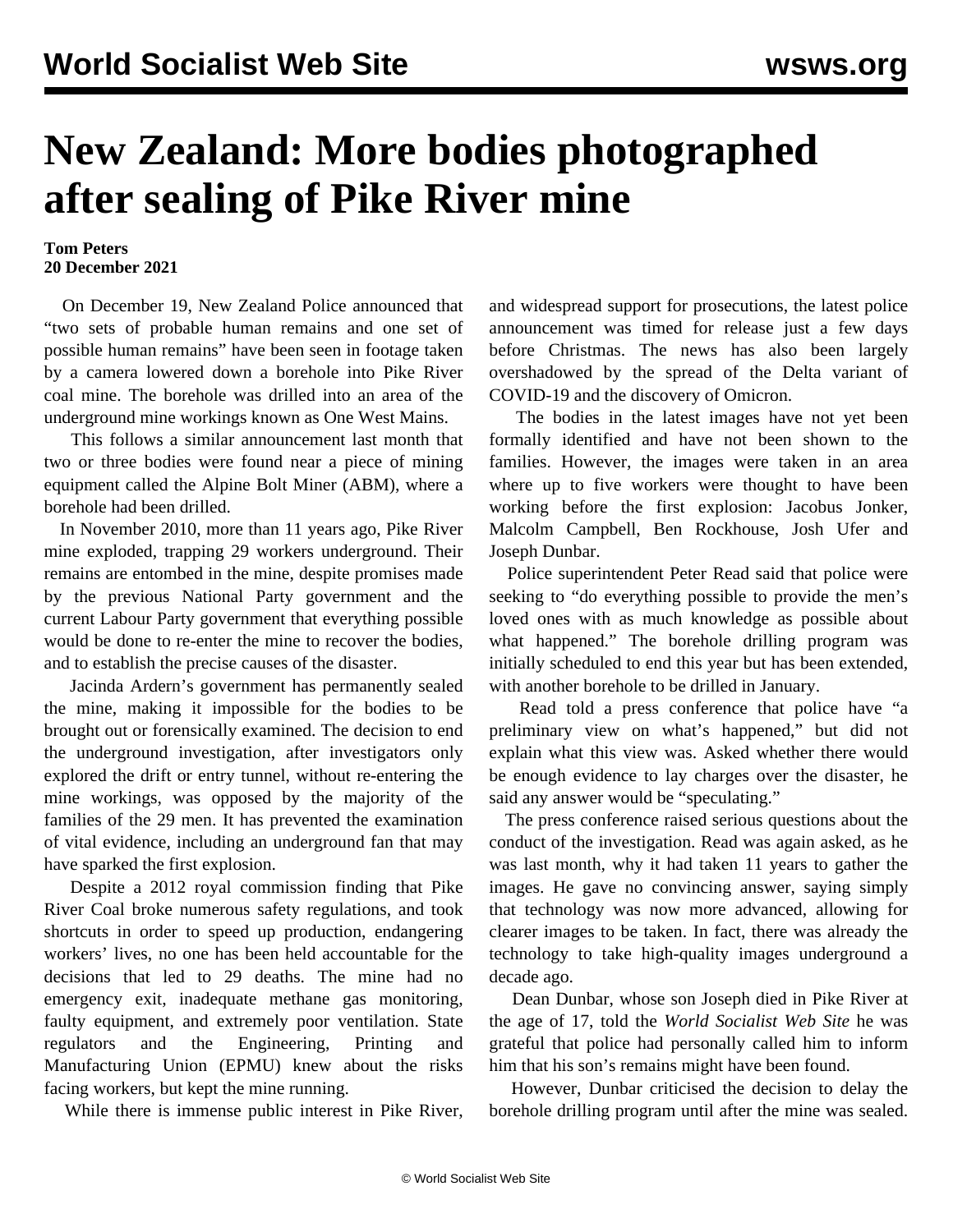# New Zealand: More bodies photographed after sealing of Pike River mine

**Tom Peters**
**20 December 2021**

On December 19, New Zealand Police announced that "two sets of probable human remains and one set of possible human remains" have been seen in footage taken by a camera lowered down a borehole into Pike River coal mine. The borehole was drilled into an area of the underground mine workings known as One West Mains.

This follows a similar announcement last month that two or three bodies were found near a piece of mining equipment called the Alpine Bolt Miner (ABM), where a borehole had been drilled.

In November 2010, more than 11 years ago, Pike River mine exploded, trapping 29 workers underground. Their remains are entombed in the mine, despite promises made by the previous National Party government and the current Labour Party government that everything possible would be done to re-enter the mine to recover the bodies, and to establish the precise causes of the disaster.

Jacinda Ardern's government has permanently sealed the mine, making it impossible for the bodies to be brought out or forensically examined. The decision to end the underground investigation, after investigators only explored the drift or entry tunnel, without re-entering the mine workings, was opposed by the majority of the families of the 29 men. It has prevented the examination of vital evidence, including an underground fan that may have sparked the first explosion.

Despite a 2012 royal commission finding that Pike River Coal broke numerous safety regulations, and took shortcuts in order to speed up production, endangering workers' lives, no one has been held accountable for the decisions that led to 29 deaths. The mine had no emergency exit, inadequate methane gas monitoring, faulty equipment, and extremely poor ventilation. State regulators and the Engineering, Printing and Manufacturing Union (EPMU) knew about the risks facing workers, but kept the mine running.

While there is immense public interest in Pike River, and widespread support for prosecutions, the latest police announcement was timed for release just a few days before Christmas. The news has also been largely overshadowed by the spread of the Delta variant of COVID-19 and the discovery of Omicron.

The bodies in the latest images have not yet been formally identified and have not been shown to the families. However, the images were taken in an area where up to five workers were thought to have been working before the first explosion: Jacobus Jonker, Malcolm Campbell, Ben Rockhouse, Josh Ufer and Joseph Dunbar.

Police superintendent Peter Read said that police were seeking to "do everything possible to provide the men's loved ones with as much knowledge as possible about what happened." The borehole drilling program was initially scheduled to end this year but has been extended, with another borehole to be drilled in January.

Read told a press conference that police have "a preliminary view on what's happened," but did not explain what this view was. Asked whether there would be enough evidence to lay charges over the disaster, he said any answer would be "speculating."

The press conference raised serious questions about the conduct of the investigation. Read was again asked, as he was last month, why it had taken 11 years to gather the images. He gave no convincing answer, saying simply that technology was now more advanced, allowing for clearer images to be taken. In fact, there was already the technology to take high-quality images underground a decade ago.

Dean Dunbar, whose son Joseph died in Pike River at the age of 17, told the *World Socialist Web Site* he was grateful that police had personally called him to inform him that his son's remains might have been found.

However, Dunbar criticised the decision to delay the borehole drilling program until after the mine was sealed.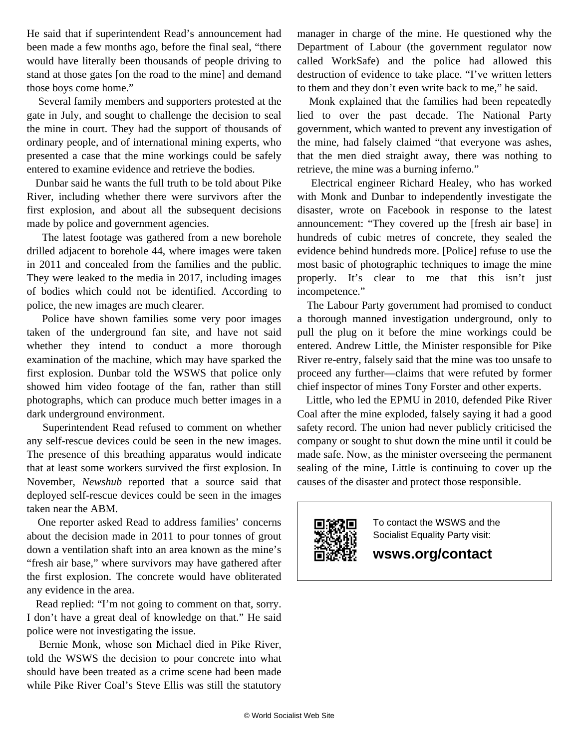He said that if superintendent Read's announcement had been made a few months ago, before the final seal, "there would have literally been thousands of people driving to stand at those gates [on the road to the mine] and demand those boys come home."

Several family members and supporters protested at the gate in July, and sought to challenge the decision to seal the mine in court. They had the support of thousands of ordinary people, and of international mining experts, who presented a case that the mine workings could be safely entered to examine evidence and retrieve the bodies.

Dunbar said he wants the full truth to be told about Pike River, including whether there were survivors after the first explosion, and about all the subsequent decisions made by police and government agencies.

The latest footage was gathered from a new borehole drilled adjacent to borehole 44, where images were taken in 2011 and concealed from the families and the public. They were leaked to the media in 2017, including images of bodies which could not be identified. According to police, the new images are much clearer.

Police have shown families some very poor images taken of the underground fan site, and have not said whether they intend to conduct a more thorough examination of the machine, which may have sparked the first explosion. Dunbar told the WSWS that police only showed him video footage of the fan, rather than still photographs, which can produce much better images in a dark underground environment.

Superintendent Read refused to comment on whether any self-rescue devices could be seen in the new images. The presence of this breathing apparatus would indicate that at least some workers survived the first explosion. In November, *Newshub* reported that a source said that deployed self-rescue devices could be seen in the images taken near the ABM.

One reporter asked Read to address families' concerns about the decision made in 2011 to pour tonnes of grout down a ventilation shaft into an area known as the mine's "fresh air base," where survivors may have gathered after the first explosion. The concrete would have obliterated any evidence in the area.

Read replied: "I'm not going to comment on that, sorry. I don't have a great deal of knowledge on that." He said police were not investigating the issue.

Bernie Monk, whose son Michael died in Pike River, told the WSWS the decision to pour concrete into what should have been treated as a crime scene had been made while Pike River Coal's Steve Ellis was still the statutory manager in charge of the mine. He questioned why the Department of Labour (the government regulator now called WorkSafe) and the police had allowed this destruction of evidence to take place. "I've written letters to them and they don't even write back to me," he said.

Monk explained that the families had been repeatedly lied to over the past decade. The National Party government, which wanted to prevent any investigation of the mine, had falsely claimed "that everyone was ashes, that the men died straight away, there was nothing to retrieve, the mine was a burning inferno."

Electrical engineer Richard Healey, who has worked with Monk and Dunbar to independently investigate the disaster, wrote on Facebook in response to the latest announcement: "They covered up the [fresh air base] in hundreds of cubic metres of concrete, they sealed the evidence behind hundreds more. [Police] refuse to use the most basic of photographic techniques to image the mine properly. It's clear to me that this isn't just incompetence."

The Labour Party government had promised to conduct a thorough manned investigation underground, only to pull the plug on it before the mine workings could be entered. Andrew Little, the Minister responsible for Pike River re-entry, falsely said that the mine was too unsafe to proceed any further—claims that were refuted by former chief inspector of mines Tony Forster and other experts.

Little, who led the EPMU in 2010, defended Pike River Coal after the mine exploded, falsely saying it had a good safety record. The union had never publicly criticised the company or sought to shut down the mine until it could be made safe. Now, as the minister overseeing the permanent sealing of the mine, Little is continuing to cover up the causes of the disaster and protect those responsible.

To contact the WSWS and the Socialist Equality Party visit:

**wsws.org/contact**